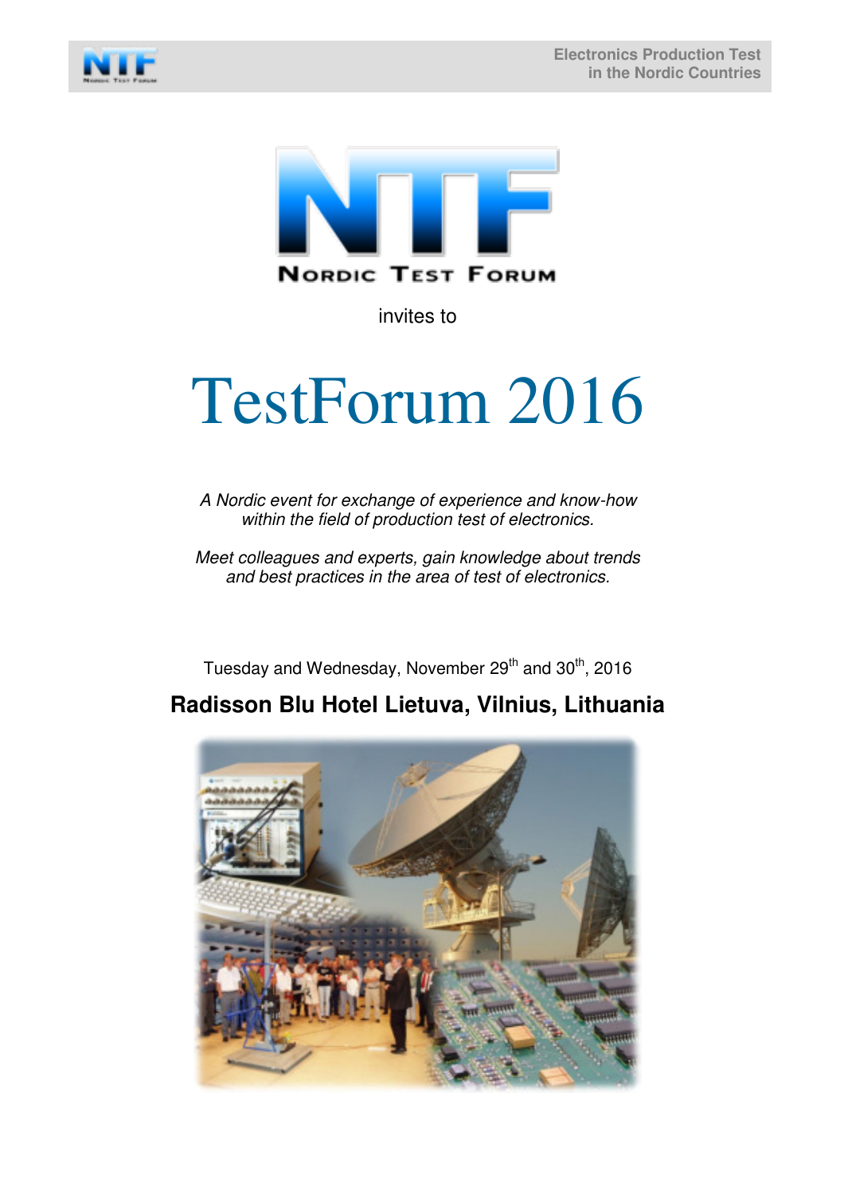NORDIC TEST FORUM

invites to

# TestForum 2016

*A Nordic event for exchange of experience and know-how within the field of production test of electronics.*

*Meet colleagues and experts, gain knowledge about trends and best practices in the area of test of electronics.*

Tuesday and Wednesday, November 29th and 30th, 2016

**Radisson Blu Hotel Lietuva, Vilnius, Lithuania**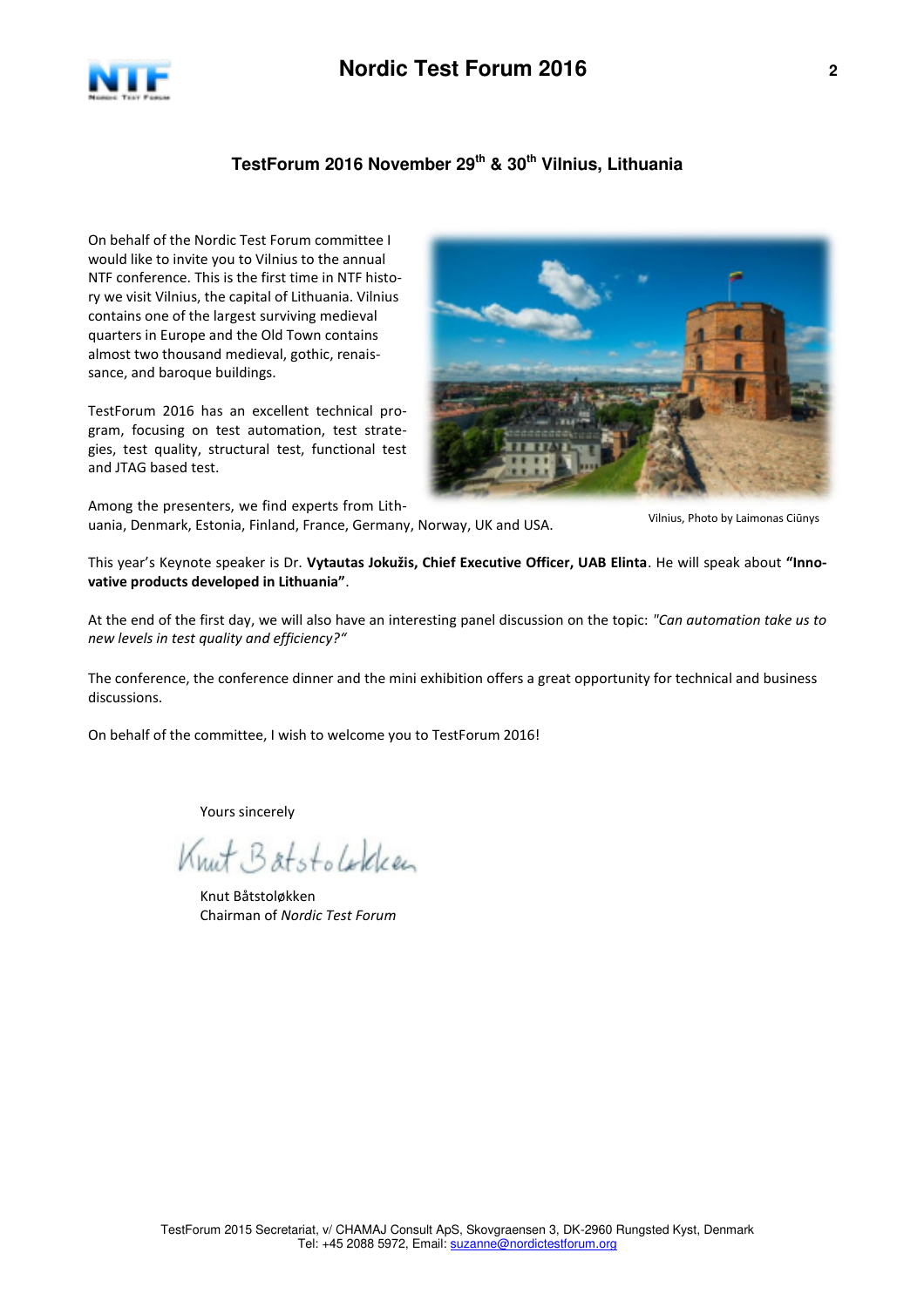## TestForum 2016 November 29th & 30th Vilnius, Lithuania

On behalf of the Nordic Test Forum committee I would like to invite you to Vilnius to the annual NTF conference. This is the first time in NTF history we visit Vilnius, the capital of Lithuania. Vilnius contains one of the largest surviving medieval quarters in Europe and the Old Town contains almost two thousand medieval, gothic, renaissance, and baroque buildings.

TestForum 2016 has an excellent technical program, focusing on test automation, test strategies, test quality, structural test, functional test and JTAG based test.

Among the presenters, we find experts from Lithuania, Denmark, Estonia, Finland, France, Germany, Norway, UK and USA.

Vilnius, Photo by Laimonas Ciūnys

This year's Keynote speaker is Dr. **Vytautas Jokužis, Chief Executive Officer, UAB Elinta**. He will speak about **"Innovative products developed in Lithuania"**.

At the end of the first day, we will also have an interesting panel discussion on the topic: *"Can automation take us to new levels in test quality and efficiency?"*

The conference, the conference dinner and the mini exhibition offers a great opportunity for technical and business discussions.

On behalf of the committee, I wish to welcome you to TestForum 2016!

Yours sincerely

Knut Båtstoløkken
Chairman of *Nordic Test Forum*

TestForum 2015 Secretariat, v/ CHAMAJ Consult ApS, Skovgraensen 3, DK-2960 Rungsted Kyst, Denmark
Tel: +45 2088 5972, Email: suzanne@nordictestforum.org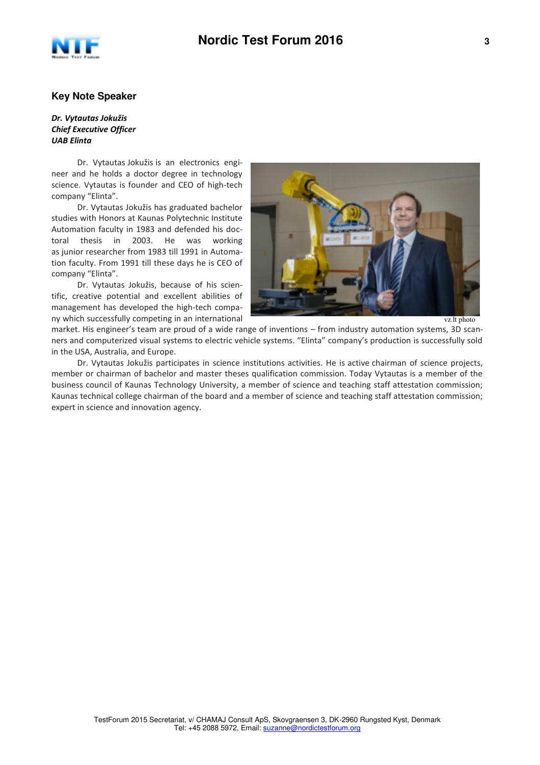## Key Note Speaker

***Dr. Vytautas Jokužis***
***Chief Executive Officer***
***UAB Elinta***

Dr. Vytautas Jokužis is an electronics engineer and he holds a doctor degree in technology science. Vytautas is founder and CEO of high-tech company “Elinta”.

Dr. Vytautas Jokužis has graduated bachelor studies with Honors at Kaunas Polytechnic Institute Automation faculty in 1983 and defended his doctoral thesis in 2003. He was working as junior researcher from 1983 till 1991 in Automation faculty. From 1991 till these days he is CEO of company “Elinta”.

Dr. Vytautas Jokužis, because of his scientific, creative potential and excellent abilities of management has developed the high-tech company which successfully competing in an international market. His engineer’s team are proud of a wide range of inventions – from industry automation systems, 3D scanners and computerized visual systems to electric vehicle systems. “Elinta” company’s production is successfully sold in the USA, Australia, and Europe.

vz.lt photo

Dr. Vytautas Jokužis participates in science institutions activities. He is active chairman of science projects, member or chairman of bachelor and master theses qualification commission. Today Vytautas is a member of the business council of Kaunas Technology University, a member of science and teaching staff attestation commission; Kaunas technical college chairman of the board and a member of science and teaching staff attestation commission; expert in science and innovation agency.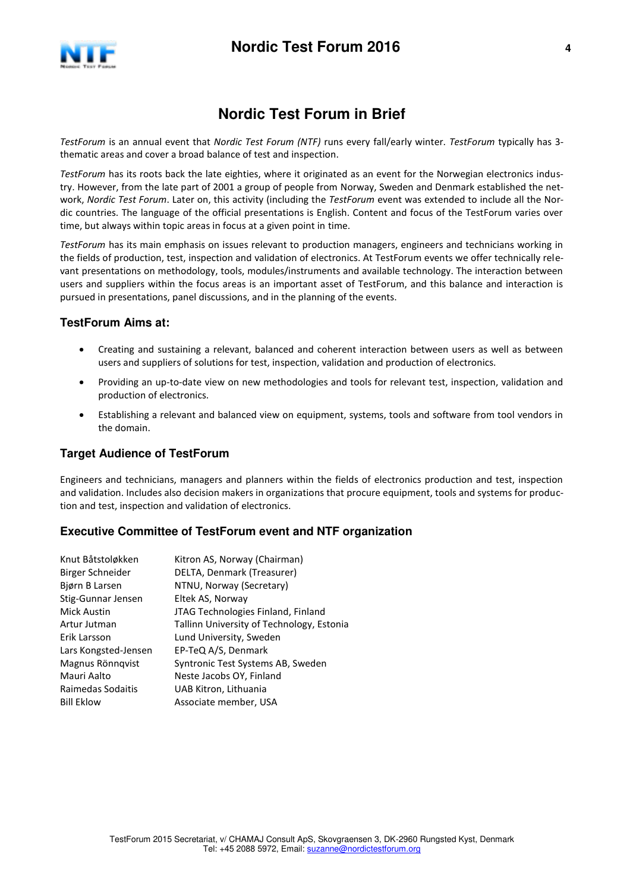# Nordic Test Forum in Brief

*TestForum* is an annual event that *Nordic Test Forum (NTF)* runs every fall/early winter. *TestForum* typically has 3-thematic areas and cover a broad balance of test and inspection.

*TestForum* has its roots back the late eighties, where it originated as an event for the Norwegian electronics industry. However, from the late part of 2001 a group of people from Norway, Sweden and Denmark established the network, *Nordic Test Forum*. Later on, this activity (including the *TestForum* event was extended to include all the Nordic countries. The language of the official presentations is English. Content and focus of the TestForum varies over time, but always within topic areas in focus at a given point in time.

*TestForum* has its main emphasis on issues relevant to production managers, engineers and technicians working in the fields of production, test, inspection and validation of electronics. At TestForum events we offer technically relevant presentations on methodology, tools, modules/instruments and available technology. The interaction between users and suppliers within the focus areas is an important asset of TestForum, and this balance and interaction is pursued in presentations, panel discussions, and in the planning of the events.

## TestForum Aims at:

- Creating and sustaining a relevant, balanced and coherent interaction between users as well as between users and suppliers of solutions for test, inspection, validation and production of electronics.
- Providing an up-to-date view on new methodologies and tools for relevant test, inspection, validation and production of electronics.
- Establishing a relevant and balanced view on equipment, systems, tools and software from tool vendors in the domain.

## Target Audience of TestForum

Engineers and technicians, managers and planners within the fields of electronics production and test, inspection and validation. Includes also decision makers in organizations that procure equipment, tools and systems for production and test, inspection and validation of electronics.

## Executive Committee of TestForum event and NTF organization

| | |
|---|---|
| Knut Båtstoløkken | Kitron AS, Norway (Chairman) |
| Birger Schneider | DELTA, Denmark (Treasurer) |
| Bjørn B Larsen | NTNU, Norway (Secretary) |
| Stig-Gunnar Jensen | Eltek AS, Norway |
| Mick Austin | JTAG Technologies Finland, Finland |
| Artur Jutman | Tallinn University of Technology, Estonia |
| Erik Larsson | Lund University, Sweden |
| Lars Kongsted-Jensen | EP-TeQ A/S, Denmark |
| Magnus Rönnqvist | Syntronic Test Systems AB, Sweden |
| Mauri Aalto | Neste Jacobs OY, Finland |
| Raimedas Sodaitis | UAB Kitron, Lithuania |
| Bill Eklow | Associate member, USA |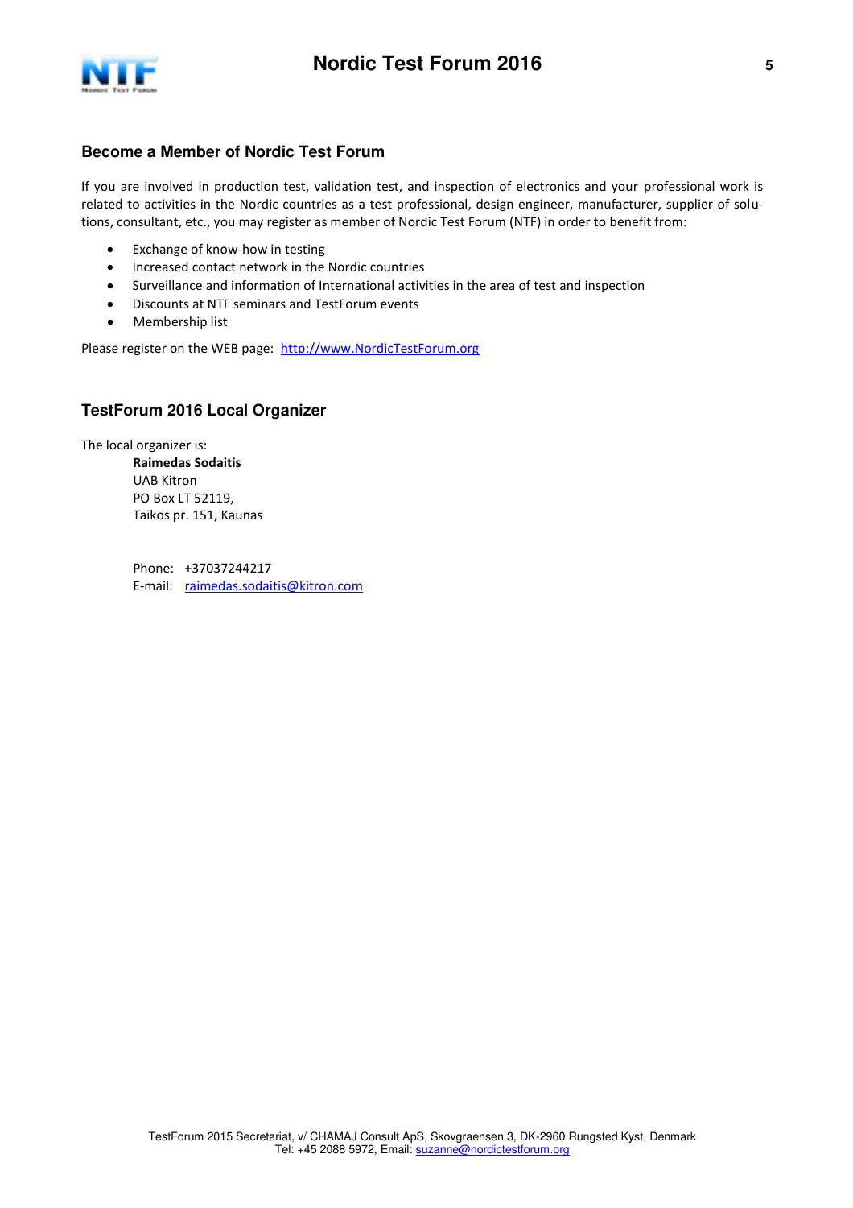## Become a Member of Nordic Test Forum

If you are involved in production test, validation test, and inspection of electronics and your professional work is related to activities in the Nordic countries as a test professional, design engineer, manufacturer, supplier of solutions, consultant, etc., you may register as member of Nordic Test Forum (NTF) in order to benefit from:

- Exchange of know-how in testing
- Increased contact network in the Nordic countries
- Surveillance and information of International activities in the area of test and inspection
- Discounts at NTF seminars and TestForum events
- Membership list

Please register on the WEB page: http://www.NordicTestForum.org

## TestForum 2016 Local Organizer

The local organizer is:

**Raimedas Sodaitis**
UAB Kitron
PO Box LT 52119,
Taikos pr. 151, Kaunas

Phone: +37037244217
E-mail: raimedas.sodaitis@kitron.com

TestForum 2015 Secretariat, v/ CHAMAJ Consult ApS, Skovgraensen 3, DK-2960 Rungsted Kyst, Denmark
Tel: +45 2088 5972, Email: suzanne@nordictestforum.org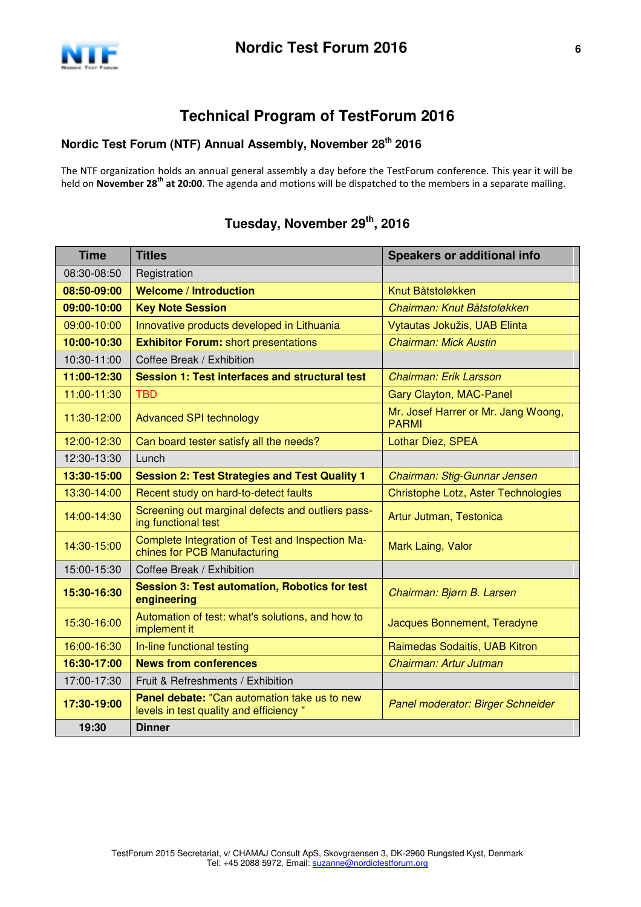# Technical Program of TestForum 2016

### Nordic Test Forum (NTF) Annual Assembly, November 28th 2016

The NTF organization holds an annual general assembly a day before the TestForum conference. This year it will be held on **November 28th at 20:00**. The agenda and motions will be dispatched to the members in a separate mailing.

## Tuesday, November 29th, 2016

| Time | Titles | Speakers or additional info |
|---|---|---|
| 08:30-08:50 | Registration | |
| **08:50-09:00** | **Welcome / Introduction** | Knut Båtstoløkken |
| **09:00-10:00** | **Key Note Session** | *Chairman: Knut Båtstoløkken* |
| 09:00-10:00 | Innovative products developed in Lithuania | Vytautas Jokužis, UAB Elinta |
| **10:00-10:30** | **Exhibitor Forum:** short presentations | *Chairman: Mick Austin* |
| 10:30-11:00 | Coffee Break / Exhibition | |
| **11:00-12:30** | **Session 1: Test interfaces and structural test** | *Chairman: Erik Larsson* |
| 11:00-11:30 | TBD | Gary Clayton, MAC-Panel |
| 11:30-12:00 | Advanced SPI technology | Mr. Josef Harrer or Mr. Jang Woong, PARMI |
| 12:00-12:30 | Can board tester satisfy all the needs? | Lothar Diez, SPEA |
| 12:30-13:30 | Lunch | |
| **13:30-15:00** | **Session 2: Test Strategies and Test Quality 1** | *Chairman: Stig-Gunnar Jensen* |
| 13:30-14:00 | Recent study on hard-to-detect faults | Christophe Lotz, Aster Technologies |
| 14:00-14:30 | Screening out marginal defects and outliers passing functional test | Artur Jutman, Testonica |
| 14:30-15:00 | Complete Integration of Test and Inspection Machines for PCB Manufacturing | Mark Laing, Valor |
| 15:00-15:30 | Coffee Break / Exhibition | |
| **15:30-16:30** | **Session 3: Test automation, Robotics for test engineering** | *Chairman: Bjørn B. Larsen* |
| 15:30-16:00 | Automation of test: what's solutions, and how to implement it | Jacques Bonnement, Teradyne |
| 16:00-16:30 | In-line functional testing | Raimedas Sodaitis, UAB Kitron |
| **16:30-17:00** | **News from conferences** | *Chairman: Artur Jutman* |
| 17:00-17:30 | Fruit & Refreshments / Exhibition | |
| **17:30-19:00** | **Panel debate:** "Can automation take us to new levels in test quality and efficiency " | *Panel moderator: Birger Schneider* |
| **19:30** | **Dinner** | |

TestForum 2015 Secretariat, v/ CHAMAJ Consult ApS, Skovgraensen 3, DK-2960 Rungsted Kyst, Denmark
Tel: +45 2088 5972, Email: suzanne@nordictestforum.org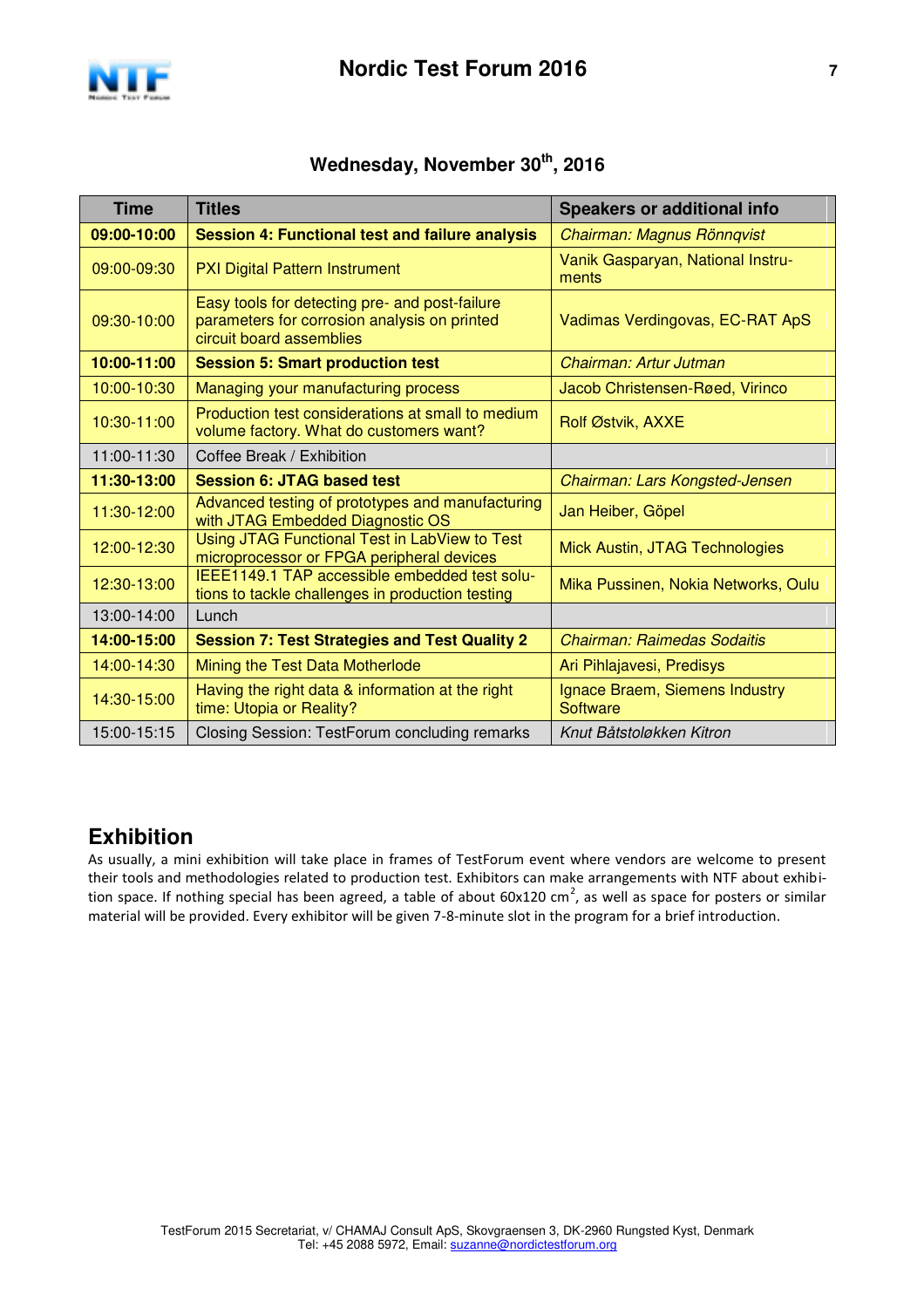## Wednesday, November 30th, 2016

| Time | Titles | Speakers or additional info |
|---|---|---|
| **09:00-10:00** | **Session 4: Functional test and failure analysis** | *Chairman: Magnus Rönnqvist* |
| 09:00-09:30 | PXI Digital Pattern Instrument | Vanik Gasparyan, National Instruments |
| 09:30-10:00 | Easy tools for detecting pre- and post-failure parameters for corrosion analysis on printed circuit board assemblies | Vadimas Verdingovas, EC-RAT ApS |
| **10:00-11:00** | **Session 5: Smart production test** | *Chairman: Artur Jutman* |
| 10:00-10:30 | Managing your manufacturing process | Jacob Christensen-Røed, Virinco |
| 10:30-11:00 | Production test considerations at small to medium volume factory. What do customers want? | Rolf Østvik, AXXE |
| 11:00-11:30 | Coffee Break / Exhibition | |
| **11:30-13:00** | **Session 6: JTAG based test** | *Chairman: Lars Kongsted-Jensen* |
| 11:30-12:00 | Advanced testing of prototypes and manufacturing with JTAG Embedded Diagnostic OS | Jan Heiber, Göpel |
| 12:00-12:30 | Using JTAG Functional Test in LabView to Test microprocessor or FPGA peripheral devices | Mick Austin, JTAG Technologies |
| 12:30-13:00 | IEEE1149.1 TAP accessible embedded test solutions to tackle challenges in production testing | Mika Pussinen, Nokia Networks, Oulu |
| 13:00-14:00 | Lunch | |
| **14:00-15:00** | **Session 7: Test Strategies and Test Quality 2** | *Chairman: Raimedas Sodaitis* |
| 14:00-14:30 | Mining the Test Data Motherlode | Ari Pihlajavesi, Predisys |
| 14:30-15:00 | Having the right data & information at the right time: Utopia or Reality? | Ignace Braem, Siemens Industry Software |
| 15:00-15:15 | Closing Session: TestForum concluding remarks | *Knut Båtstoløkken Kitron* |

## Exhibition

As usually, a mini exhibition will take place in frames of TestForum event where vendors are welcome to present their tools and methodologies related to production test. Exhibitors can make arrangements with NTF about exhibition space. If nothing special has been agreed, a table of about 60x120 $cm^2$, as well as space for posters or similar material will be provided. Every exhibitor will be given 7-8-minute slot in the program for a brief introduction.

TestForum 2015 Secretariat, v/ CHAMAJ Consult ApS, Skovgraensen 3, DK-2960 Rungsted Kyst, Denmark
Tel: +45 2088 5972, Email: suzanne@nordictestforum.org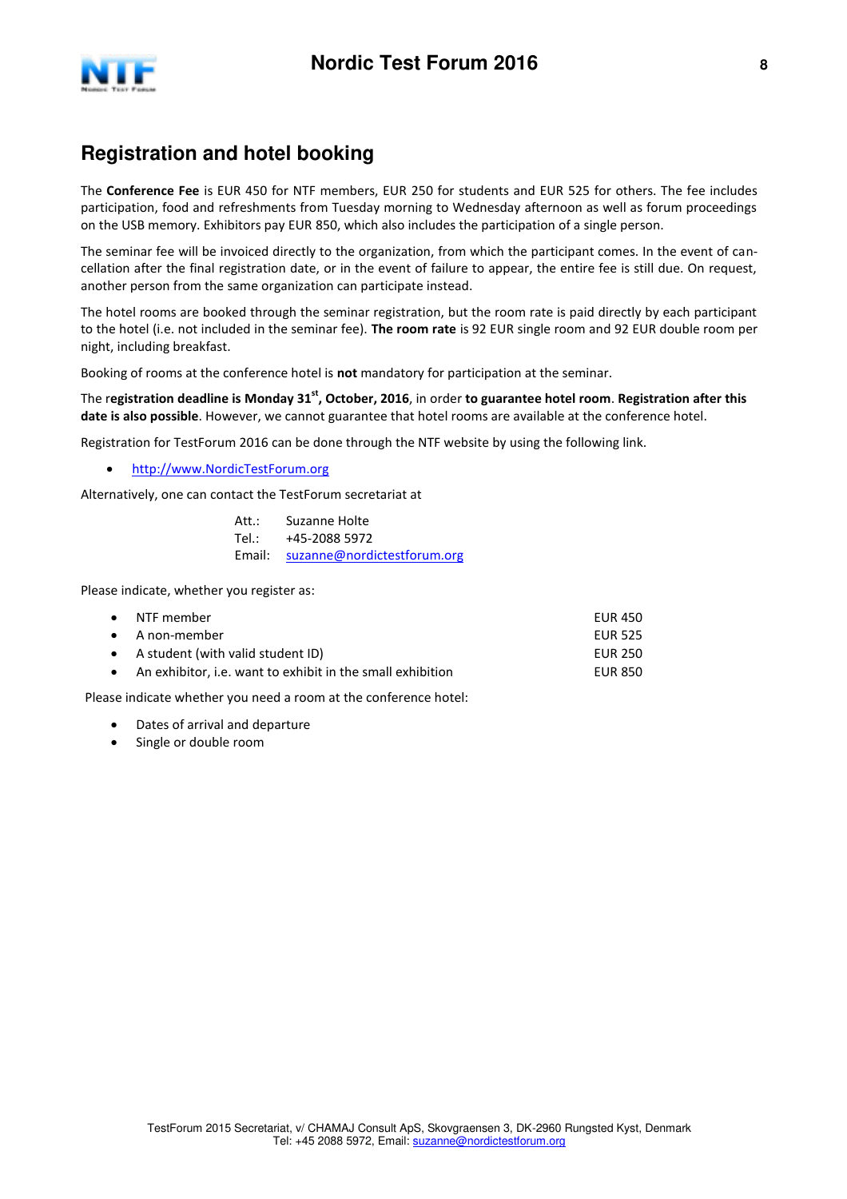## Registration and hotel booking

The **Conference Fee** is EUR 450 for NTF members, EUR 250 for students and EUR 525 for others. The fee includes participation, food and refreshments from Tuesday morning to Wednesday afternoon as well as forum proceedings on the USB memory. Exhibitors pay EUR 850, which also includes the participation of a single person.

The seminar fee will be invoiced directly to the organization, from which the participant comes. In the event of cancellation after the final registration date, or in the event of failure to appear, the entire fee is still due. On request, another person from the same organization can participate instead.

The hotel rooms are booked through the seminar registration, but the room rate is paid directly by each participant to the hotel (i.e. not included in the seminar fee). **The room rate** is 92 EUR single room and 92 EUR double room per night, including breakfast.

Booking of rooms at the conference hotel is **not** mandatory for participation at the seminar.

The r**egistration deadline is Monday 31st, October, 2016**, in order **to guarantee hotel room**. **Registration after this date is also possible**. However, we cannot guarantee that hotel rooms are available at the conference hotel.

Registration for TestForum 2016 can be done through the NTF website by using the following link.

- http://www.NordicTestForum.org

Alternatively, one can contact the TestForum secretariat at

Att.: Suzanne Holte
Tel.: +45-2088 5972
Email: suzanne@nordictestforum.org

Please indicate, whether you register as:

- NTF member — EUR 450
- A non-member — EUR 525
- A student (with valid student ID) — EUR 250
- An exhibitor, i.e. want to exhibit in the small exhibition — EUR 850

Please indicate whether you need a room at the conference hotel:

- Dates of arrival and departure
- Single or double room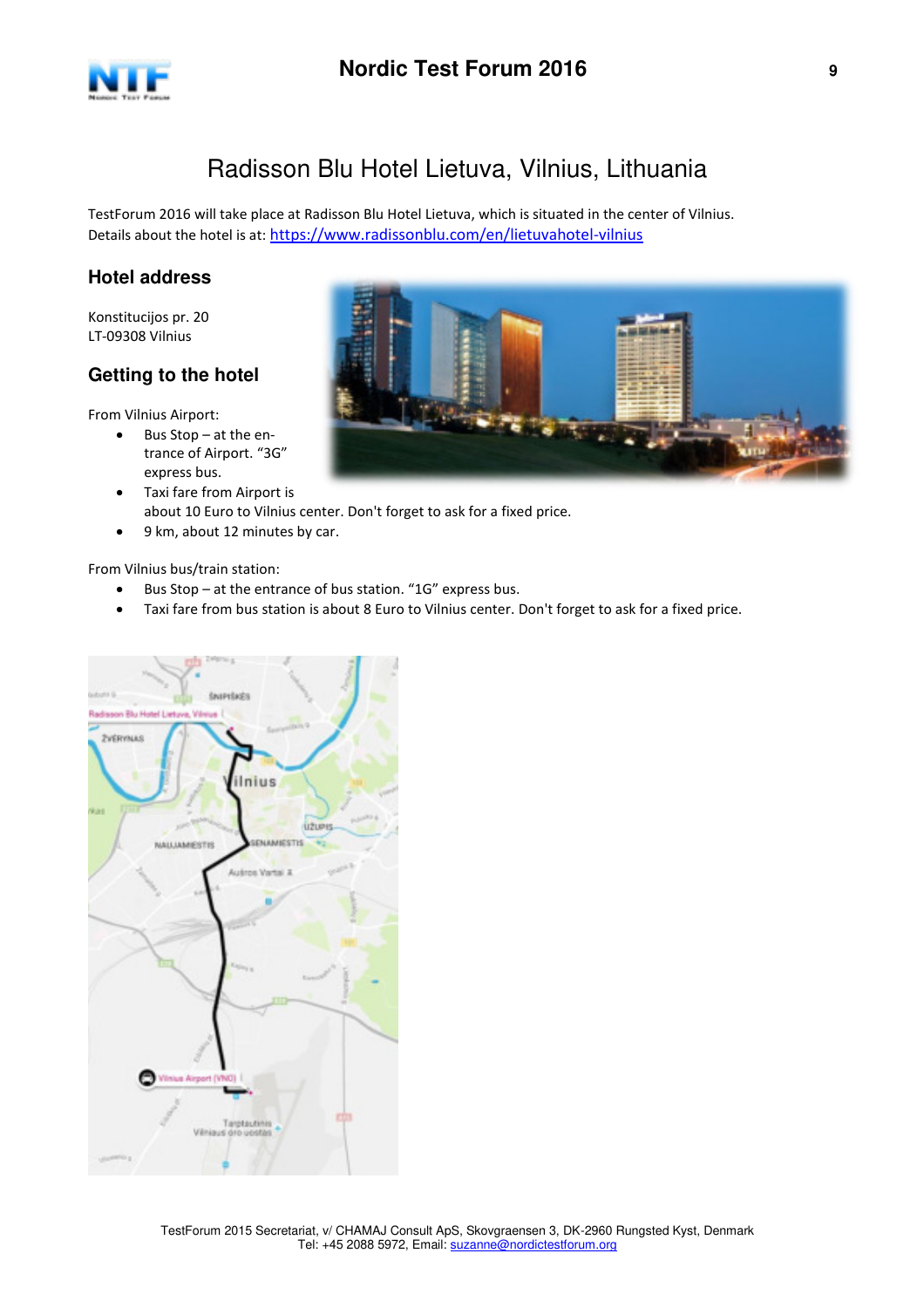# Radisson Blu Hotel Lietuva, Vilnius, Lithuania

TestForum 2016 will take place at Radisson Blu Hotel Lietuva, which is situated in the center of Vilnius. Details about the hotel is at: https://www.radissonblu.com/en/lietuvahotel-vilnius

## Hotel address

Konstitucijos pr. 20
LT-09308 Vilnius

## Getting to the hotel

From Vilnius Airport:

- Bus Stop – at the entrance of Airport. “3G” express bus.
- Taxi fare from Airport is about 10 Euro to Vilnius center. Don't forget to ask for a fixed price.
- 9 km, about 12 minutes by car.

From Vilnius bus/train station:

- Bus Stop – at the entrance of bus station. “1G” express bus.
- Taxi fare from bus station is about 8 Euro to Vilnius center. Don't forget to ask for a fixed price.

TestForum 2015 Secretariat, v/ CHAMAJ Consult ApS, Skovgraensen 3, DK-2960 Rungsted Kyst, Denmark
Tel: +45 2088 5972, Email: suzanne@nordictestforum.org